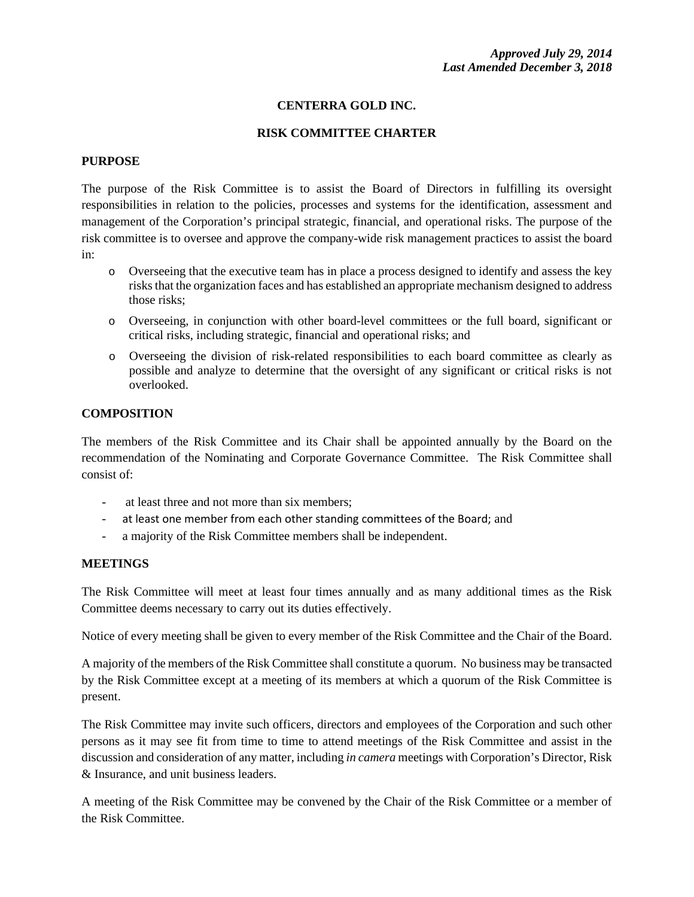***Approved July 29, 2014***
***Last Amended December 3, 2018***

# CENTERRA GOLD INC.

## RISK COMMITTEE CHARTER

### PURPOSE

The purpose of the Risk Committee is to assist the Board of Directors in fulfilling its oversight responsibilities in relation to the policies, processes and systems for the identification, assessment and management of the Corporation's principal strategic, financial, and operational risks. The purpose of the risk committee is to oversee and approve the company-wide risk management practices to assist the board in:

- Overseeing that the executive team has in place a process designed to identify and assess the key risks that the organization faces and has established an appropriate mechanism designed to address those risks;
- Overseeing, in conjunction with other board-level committees or the full board, significant or critical risks, including strategic, financial and operational risks; and
- Overseeing the division of risk-related responsibilities to each board committee as clearly as possible and analyze to determine that the oversight of any significant or critical risks is not overlooked.

### COMPOSITION

The members of the Risk Committee and its Chair shall be appointed annually by the Board on the recommendation of the Nominating and Corporate Governance Committee. The Risk Committee shall consist of:

- at least three and not more than six members;
- at least one member from each other standing committees of the Board; and
- a majority of the Risk Committee members shall be independent.

### MEETINGS

The Risk Committee will meet at least four times annually and as many additional times as the Risk Committee deems necessary to carry out its duties effectively.

Notice of every meeting shall be given to every member of the Risk Committee and the Chair of the Board.

A majority of the members of the Risk Committee shall constitute a quorum. No business may be transacted by the Risk Committee except at a meeting of its members at which a quorum of the Risk Committee is present.

The Risk Committee may invite such officers, directors and employees of the Corporation and such other persons as it may see fit from time to time to attend meetings of the Risk Committee and assist in the discussion and consideration of any matter, including *in camera* meetings with Corporation's Director, Risk & Insurance, and unit business leaders.

A meeting of the Risk Committee may be convened by the Chair of the Risk Committee or a member of the Risk Committee.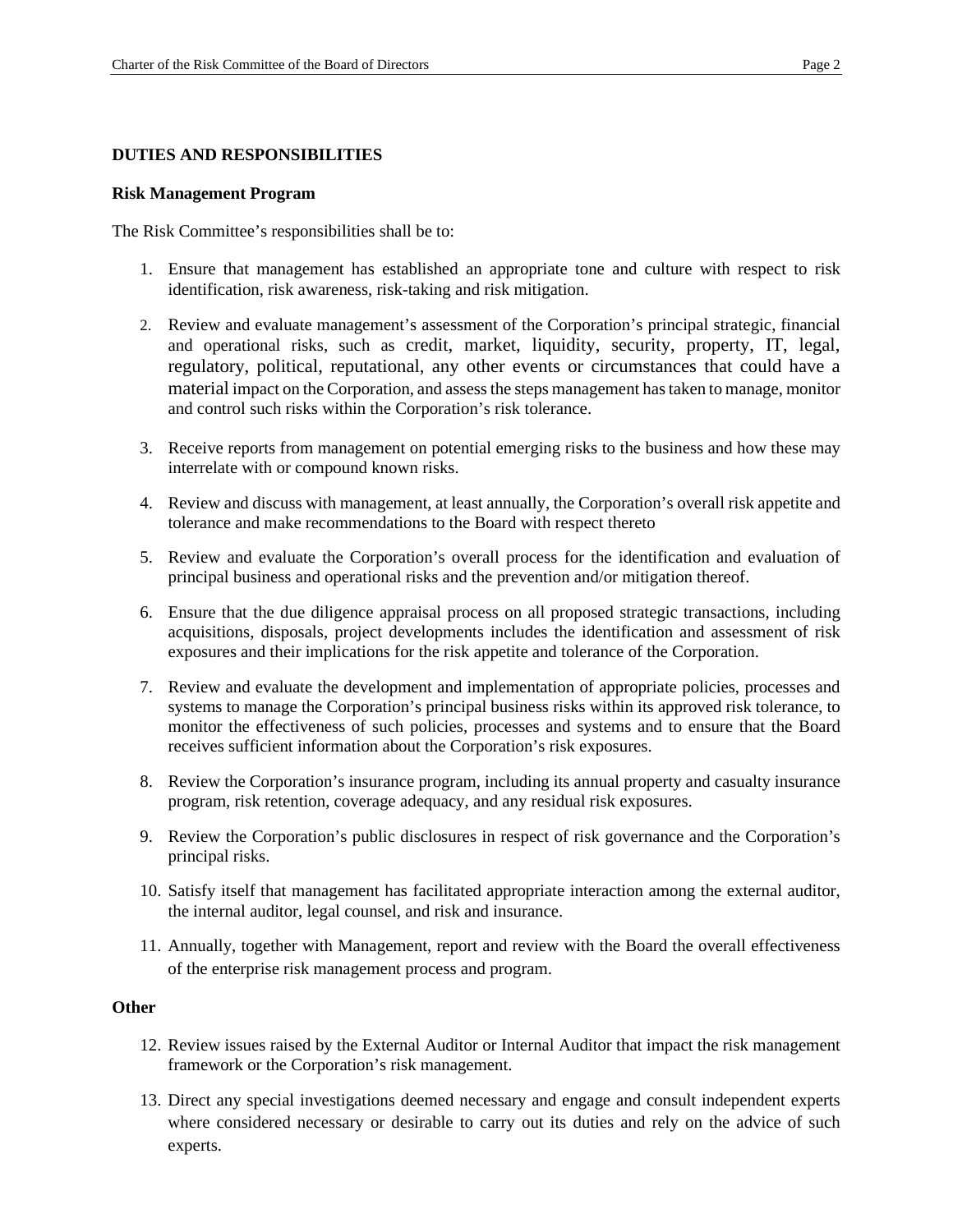## DUTIES AND RESPONSIBILITIES

### Risk Management Program

The Risk Committee's responsibilities shall be to:

1. Ensure that management has established an appropriate tone and culture with respect to risk identification, risk awareness, risk-taking and risk mitigation.
2. Review and evaluate management's assessment of the Corporation's principal strategic, financial and operational risks, such as credit, market, liquidity, security, property, IT, legal, regulatory, political, reputational, any other events or circumstances that could have a material impact on the Corporation, and assess the steps management has taken to manage, monitor and control such risks within the Corporation's risk tolerance.
3. Receive reports from management on potential emerging risks to the business and how these may interrelate with or compound known risks.
4. Review and discuss with management, at least annually, the Corporation's overall risk appetite and tolerance and make recommendations to the Board with respect thereto
5. Review and evaluate the Corporation's overall process for the identification and evaluation of principal business and operational risks and the prevention and/or mitigation thereof.
6. Ensure that the due diligence appraisal process on all proposed strategic transactions, including acquisitions, disposals, project developments includes the identification and assessment of risk exposures and their implications for the risk appetite and tolerance of the Corporation.
7. Review and evaluate the development and implementation of appropriate policies, processes and systems to manage the Corporation's principal business risks within its approved risk tolerance, to monitor the effectiveness of such policies, processes and systems and to ensure that the Board receives sufficient information about the Corporation's risk exposures.
8. Review the Corporation's insurance program, including its annual property and casualty insurance program, risk retention, coverage adequacy, and any residual risk exposures.
9. Review the Corporation's public disclosures in respect of risk governance and the Corporation's principal risks.
10. Satisfy itself that management has facilitated appropriate interaction among the external auditor, the internal auditor, legal counsel, and risk and insurance.
11. Annually, together with Management, report and review with the Board the overall effectiveness of the enterprise risk management process and program.

### Other

12. Review issues raised by the External Auditor or Internal Auditor that impact the risk management framework or the Corporation's risk management.
13. Direct any special investigations deemed necessary and engage and consult independent experts where considered necessary or desirable to carry out its duties and rely on the advice of such experts.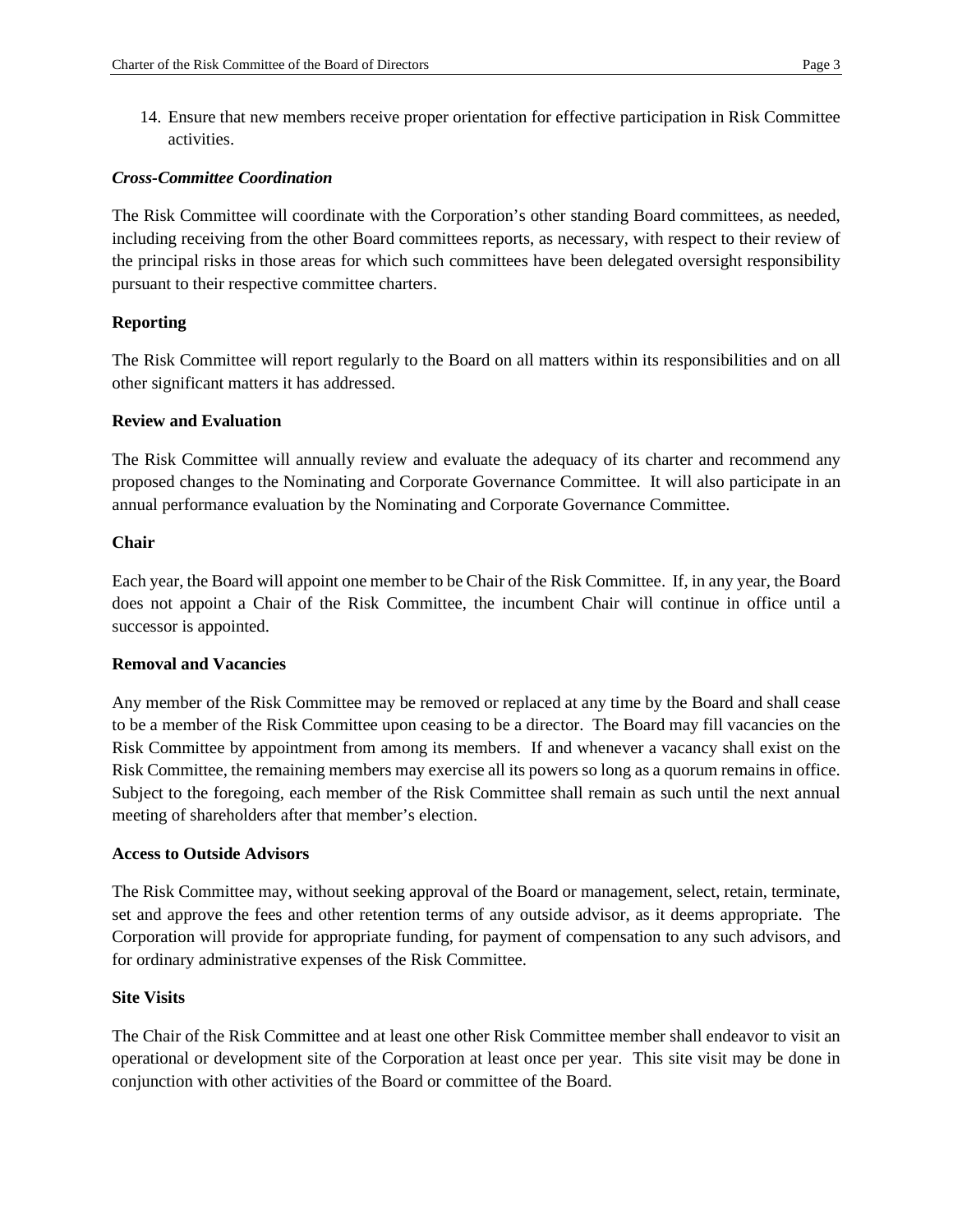14. Ensure that new members receive proper orientation for effective participation in Risk Committee activities.

***Cross-Committee Coordination***

The Risk Committee will coordinate with the Corporation's other standing Board committees, as needed, including receiving from the other Board committees reports, as necessary, with respect to their review of the principal risks in those areas for which such committees have been delegated oversight responsibility pursuant to their respective committee charters.

**Reporting**

The Risk Committee will report regularly to the Board on all matters within its responsibilities and on all other significant matters it has addressed.

**Review and Evaluation**

The Risk Committee will annually review and evaluate the adequacy of its charter and recommend any proposed changes to the Nominating and Corporate Governance Committee. It will also participate in an annual performance evaluation by the Nominating and Corporate Governance Committee.

**Chair**

Each year, the Board will appoint one member to be Chair of the Risk Committee. If, in any year, the Board does not appoint a Chair of the Risk Committee, the incumbent Chair will continue in office until a successor is appointed.

**Removal and Vacancies**

Any member of the Risk Committee may be removed or replaced at any time by the Board and shall cease to be a member of the Risk Committee upon ceasing to be a director. The Board may fill vacancies on the Risk Committee by appointment from among its members. If and whenever a vacancy shall exist on the Risk Committee, the remaining members may exercise all its powers so long as a quorum remains in office. Subject to the foregoing, each member of the Risk Committee shall remain as such until the next annual meeting of shareholders after that member's election.

**Access to Outside Advisors**

The Risk Committee may, without seeking approval of the Board or management, select, retain, terminate, set and approve the fees and other retention terms of any outside advisor, as it deems appropriate. The Corporation will provide for appropriate funding, for payment of compensation to any such advisors, and for ordinary administrative expenses of the Risk Committee.

**Site Visits**

The Chair of the Risk Committee and at least one other Risk Committee member shall endeavor to visit an operational or development site of the Corporation at least once per year. This site visit may be done in conjunction with other activities of the Board or committee of the Board.